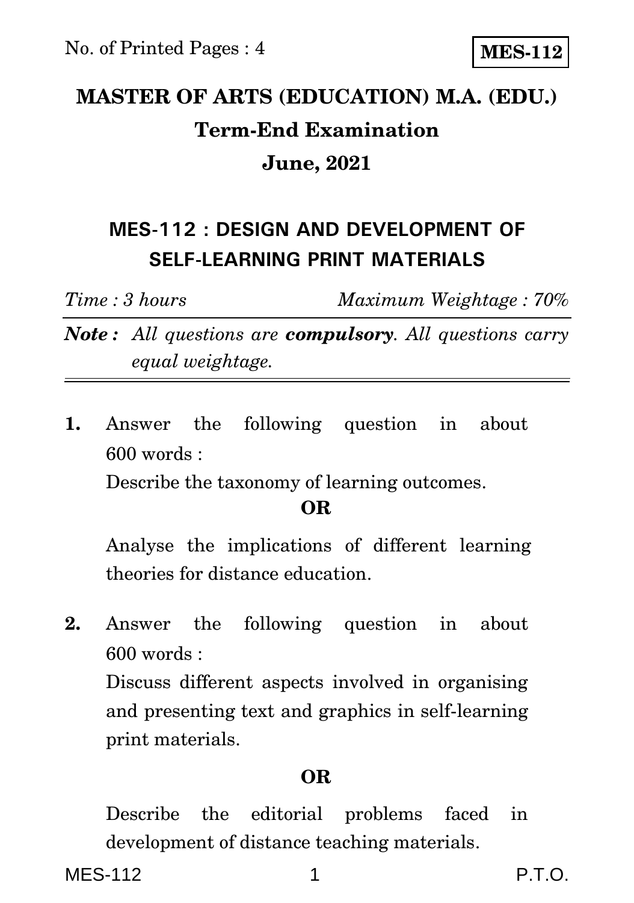No. of Printed Pages : 4

**MES-112**

# MASTER OF ARTS (EDUCATION) M.A. (EDU.)

## Term-End Examination

## June, 2021

## MES-112 : DESIGN AND DEVELOPMENT OF SELF-LEARNING PRINT MATERIALS

*Time : 3 hours* *Maximum Weightage : 70%*

***Note :*** *All questions are **compulsory**. All questions carry equal weightage.*

---

**1.** Answer the following question in about 600 words :

Describe the taxonomy of learning outcomes.

**OR**

Analyse the implications of different learning theories for distance education.

**2.** Answer the following question in about 600 words :

Discuss different aspects involved in organising and presenting text and graphics in self-learning print materials.

**OR**

Describe the editorial problems faced in development of distance teaching materials.

P.T.O.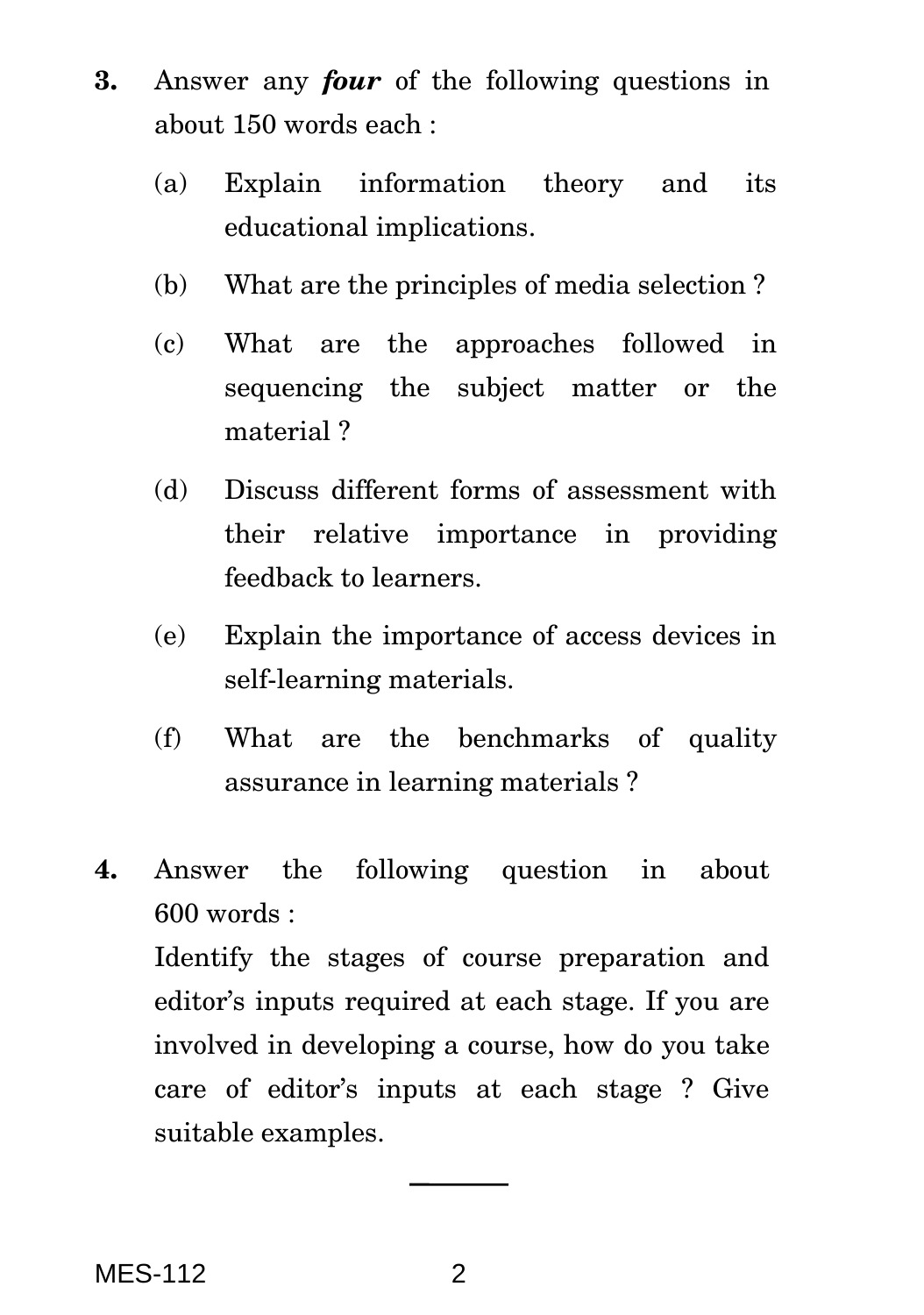3. Answer any ***four*** of the following questions in about 150 words each :

   (a) Explain information theory and its educational implications.

   (b) What are the principles of media selection ?

   (c) What are the approaches followed in sequencing the subject matter or the material ?

   (d) Discuss different forms of assessment with their relative importance in providing feedback to learners.

   (e) Explain the importance of access devices in self-learning materials.

   (f) What are the benchmarks of quality assurance in learning materials ?

4. Answer the following question in about 600 words :

   Identify the stages of course preparation and editor's inputs required at each stage. If you are involved in developing a course, how do you take care of editor's inputs at each stage ? Give suitable examples.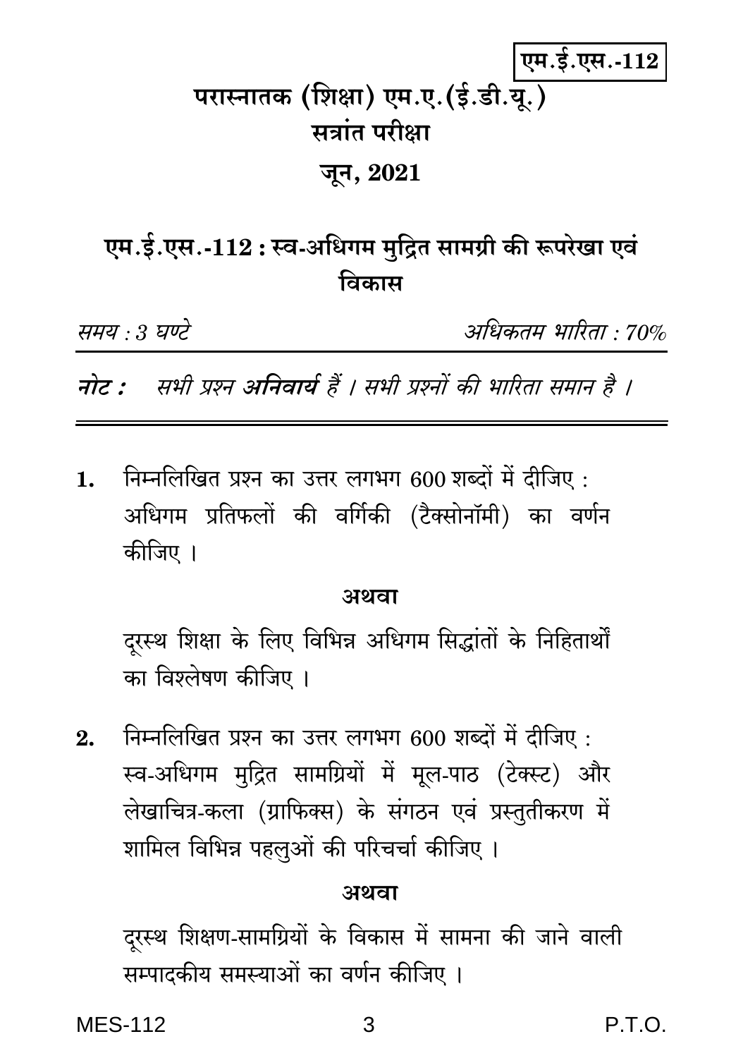**एम.ई.एस.-112**

# परास्नातक (शिक्षा) एम.ए.(ई.डी.यू.)

## सत्रांत परीक्षा

## जून, 2021

## एम.ई.एस.-112 : स्व-अधिगम मुद्रित सामग्री की रूपरेखा एवं विकास

*समय : 3 घण्टे* | *अधिकतम भारिता : 70%*

***नोट :*** *सभी प्रश्न **अनिवार्य** हैं । सभी प्रश्नों की भारिता समान है ।*

---

**1.** निम्नलिखित प्रश्न का उत्तर लगभग 600 शब्दों में दीजिए :

अधिगम प्रतिफलों की वर्गिकी (टैक्सोनॉमी) का वर्णन कीजिए ।

**अथवा**

दूरस्थ शिक्षा के लिए विभिन्न अधिगम सिद्धांतों के निहितार्थों का विश्लेषण कीजिए ।

**2.** निम्नलिखित प्रश्न का उत्तर लगभग 600 शब्दों में दीजिए :

स्व-अधिगम मुद्रित सामग्रियों में मूल-पाठ (टेक्स्ट) और लेखाचित्र-कला (ग्राफिक्स) के संगठन एवं प्रस्तुतीकरण में शामिल विभिन्न पहलुओं की परिचर्चा कीजिए ।

**अथवा**

दूरस्थ शिक्षण-सामग्रियों के विकास में सामना की जाने वाली सम्पादकीय समस्याओं का वर्णन कीजिए ।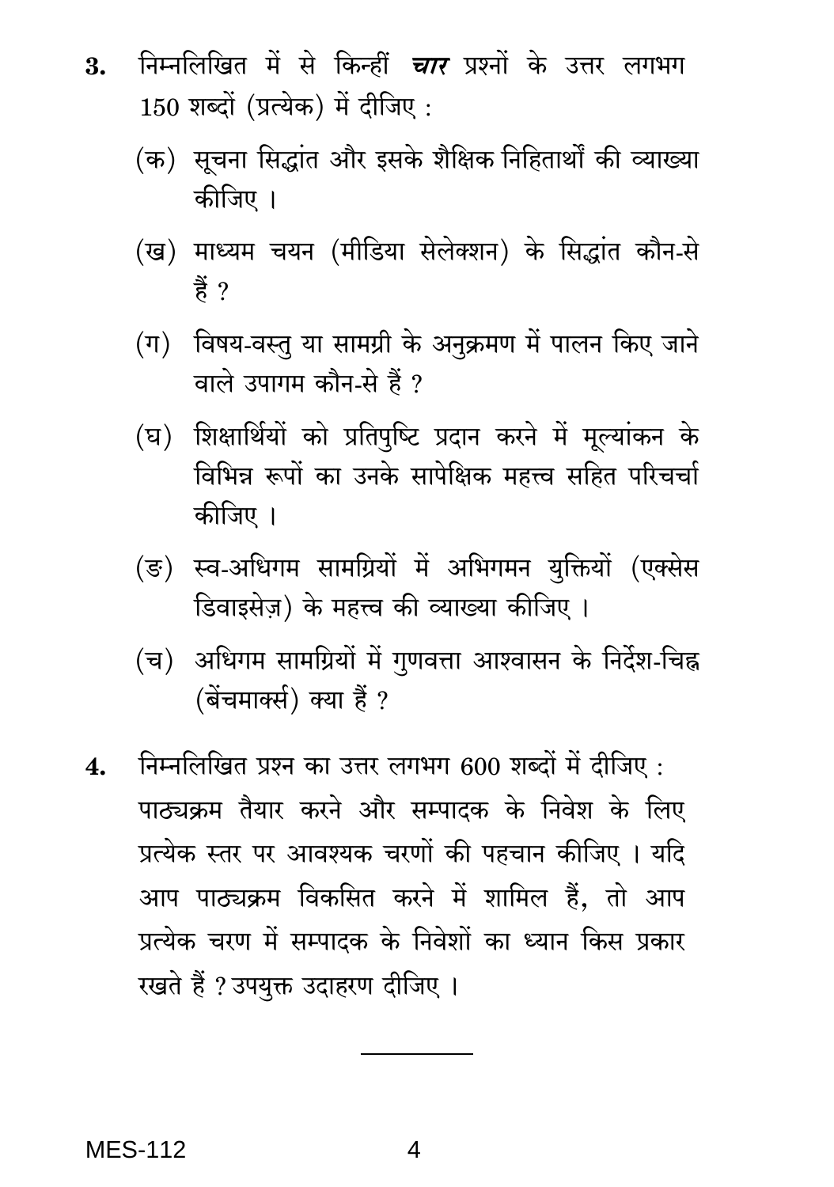**3.** निम्नलिखित में से किन्हीं ***चार*** प्रश्नों के उत्तर लगभग 150 शब्दों (प्रत्येक) में दीजिए :

(क) सूचना सिद्धांत और इसके शैक्षिक निहितार्थों की व्याख्या कीजिए ।

(ख) माध्यम चयन (मीडिया सेलेक्शन) के सिद्धांत कौन-से हैं ?

(ग) विषय-वस्तु या सामग्री के अनुक्रमण में पालन किए जाने वाले उपागम कौन-से हैं ?

(घ) शिक्षार्थियों को प्रतिपुष्टि प्रदान करने में मूल्यांकन के विभिन्न रूपों का उनके सापेक्षिक महत्त्व सहित परिचर्चा कीजिए ।

(ङ) स्व-अधिगम सामग्रियों में अभिगमन युक्तियों (एक्सेस डिवाइसेज़) के महत्त्व की व्याख्या कीजिए ।

(च) अधिगम सामग्रियों में गुणवत्ता आश्वासन के निर्देश-चिह्न (बेंचमार्क्स) क्या हैं ?

**4.** निम्नलिखित प्रश्न का उत्तर लगभग 600 शब्दों में दीजिए : पाठ्यक्रम तैयार करने और सम्पादक के निवेश के लिए प्रत्येक स्तर पर आवश्यक चरणों की पहचान कीजिए । यदि आप पाठ्यक्रम विकसित करने में शामिल हैं, तो आप प्रत्येक चरण में सम्पादक के निवेशों का ध्यान किस प्रकार रखते हैं ? उपयुक्त उदाहरण दीजिए ।